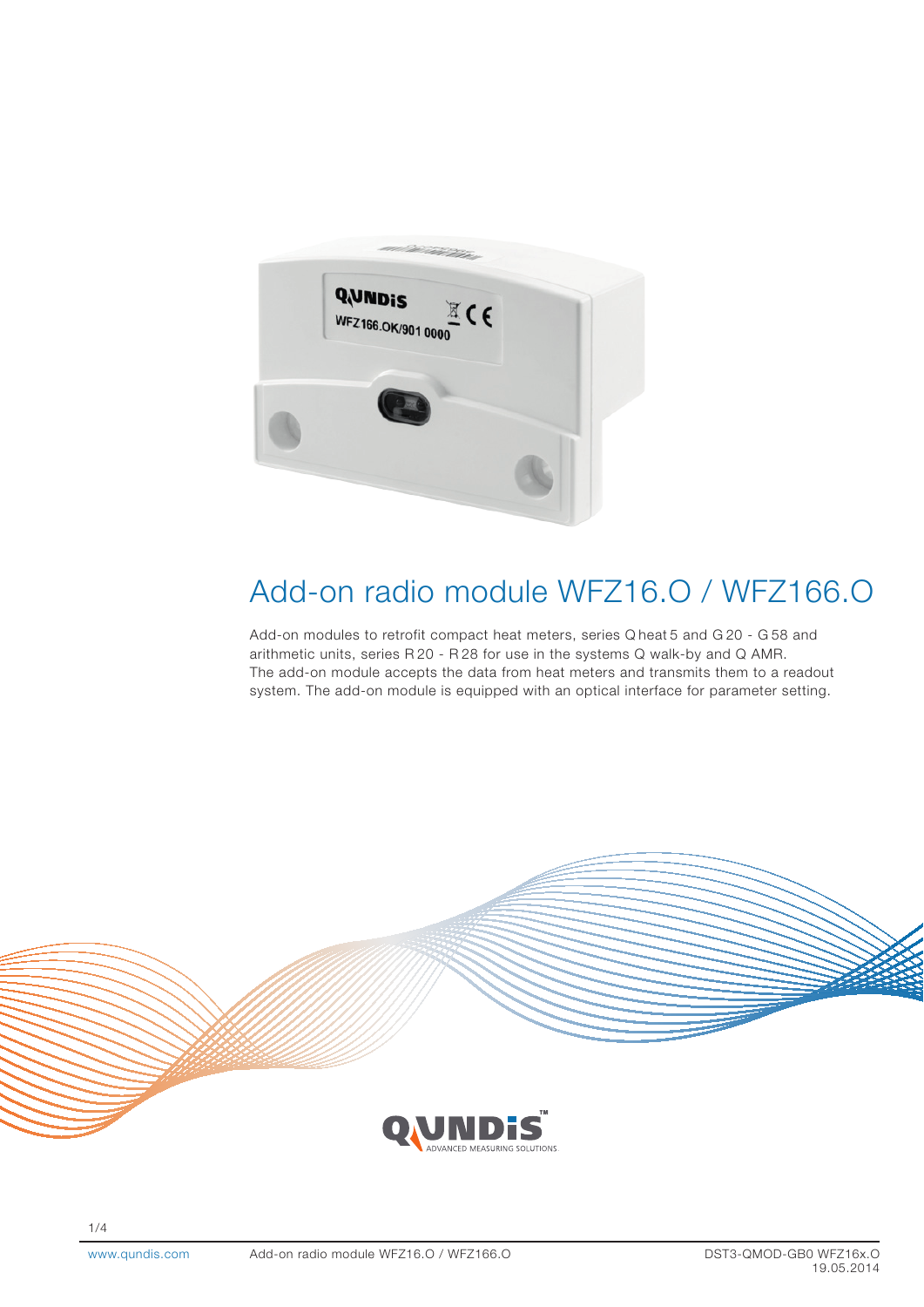# Add-on radio module WFZ16.O / WFZ166.O

Add-on modules to retrofit compact heat meters, series Q heat 5 and G 20 - G 58 and arithmetic units, series R 20 - R 28 for use in the systems Q walk-by and Q AMR.
The add-on module accepts the data from heat meters and transmits them to a readout system. The add-on module is equipped with an optical interface for parameter setting.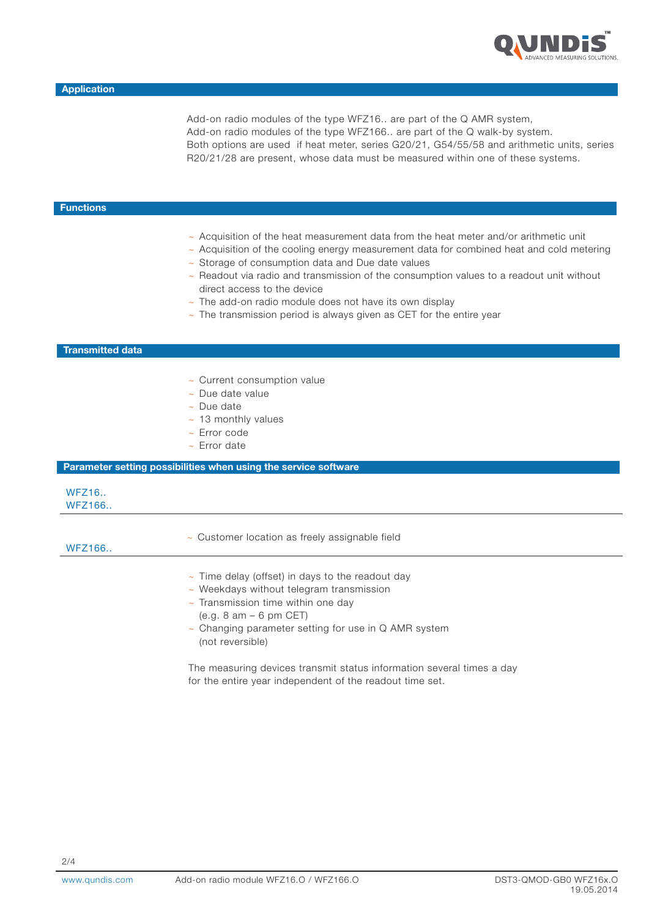## Application

Add-on radio modules of the type WFZ16.. are part of the Q AMR system,
Add-on radio modules of the type WFZ166.. are part of the Q walk-by system.
Both options are used if heat meter, series G20/21, G54/55/58 and arithmetic units, series R20/21/28 are present, whose data must be measured within one of these systems.

## Functions

- Acquisition of the heat measurement data from the heat meter and/or arithmetic unit
- Acquisition of the cooling energy measurement data for combined heat and cold metering
- Storage of consumption data and Due date values
- Readout via radio and transmission of the consumption values to a readout unit without direct access to the device
- The add-on radio module does not have its own display
- The transmission period is always given as CET for the entire year

## Transmitted data

- Current consumption value
- Due date value
- Due date
- 13 monthly values
- Error code
- Error date

## Parameter setting possibilities when using the service software

**WFZ16..**
**WFZ166..**

- Customer location as freely assignable field

**WFZ166..**

- Time delay (offset) in days to the readout day
- Weekdays without telegram transmission
- Transmission time within one day (e.g. 8 am – 6 pm CET)
- Changing parameter setting for use in Q AMR system (not reversible)

The measuring devices transmit status information several times a day for the entire year independent of the readout time set.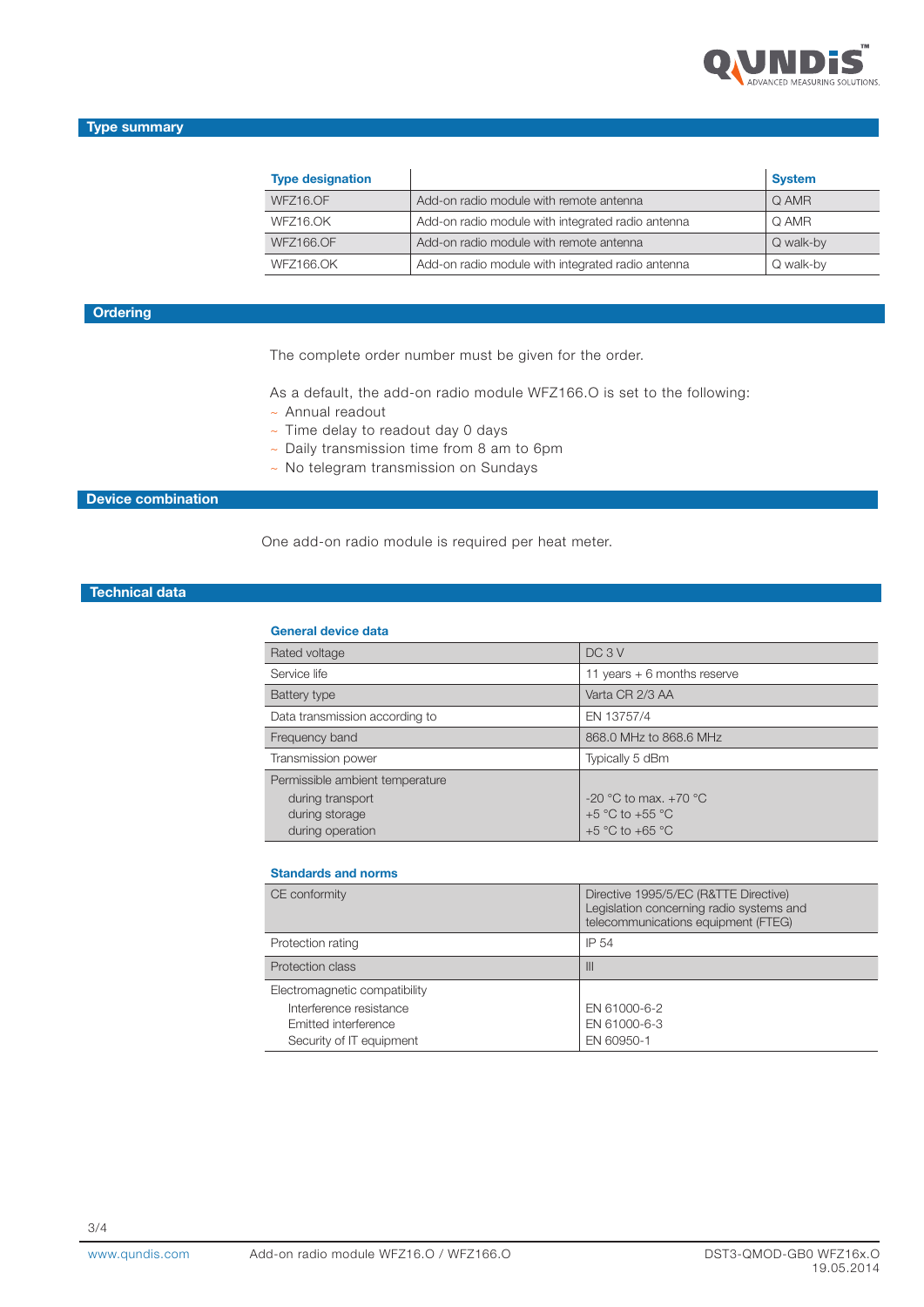## Type summary

| Type designation | | System |
|---|---|---|
| WFZ16.OF | Add-on radio module with remote antenna | Q AMR |
| WFZ16.OK | Add-on radio module with integrated radio antenna | Q AMR |
| WFZ166.OF | Add-on radio module with remote antenna | Q walk-by |
| WFZ166.OK | Add-on radio module with integrated radio antenna | Q walk-by |

## Ordering

The complete order number must be given for the order.

As a default, the add-on radio module WFZ166.O is set to the following:

- Annual readout
- Time delay to readout day 0 days
- Daily transmission time from 8 am to 6pm
- No telegram transmission on Sundays

## Device combination

One add-on radio module is required per heat meter.

## Technical data

### General device data

| | |
|---|---|
| Rated voltage | DC 3 V |
| Service life | 11 years + 6 months reserve |
| Battery type | Varta CR 2/3 AA |
| Data transmission according to | EN 13757/4 |
| Frequency band | 868.0 MHz to 868.6 MHz |
| Transmission power | Typically 5 dBm |
| Permissible ambient temperature<br>during transport<br>during storage<br>during operation | <br>-20 °C to max. +70 °C<br>+5 °C to +55 °C<br>+5 °C to +65 °C |

### Standards and norms

| | |
|---|---|
| CE conformity | Directive 1995/5/EC (R&TTE Directive)<br>Legislation concerning radio systems and telecommunications equipment (FTEG) |
| Protection rating | IP 54 |
| Protection class | III |
| Electromagnetic compatibility<br>Interference resistance<br>Emitted interference<br>Security of IT equipment | <br>EN 61000-6-2<br>EN 61000-6-3<br>EN 60950-1 |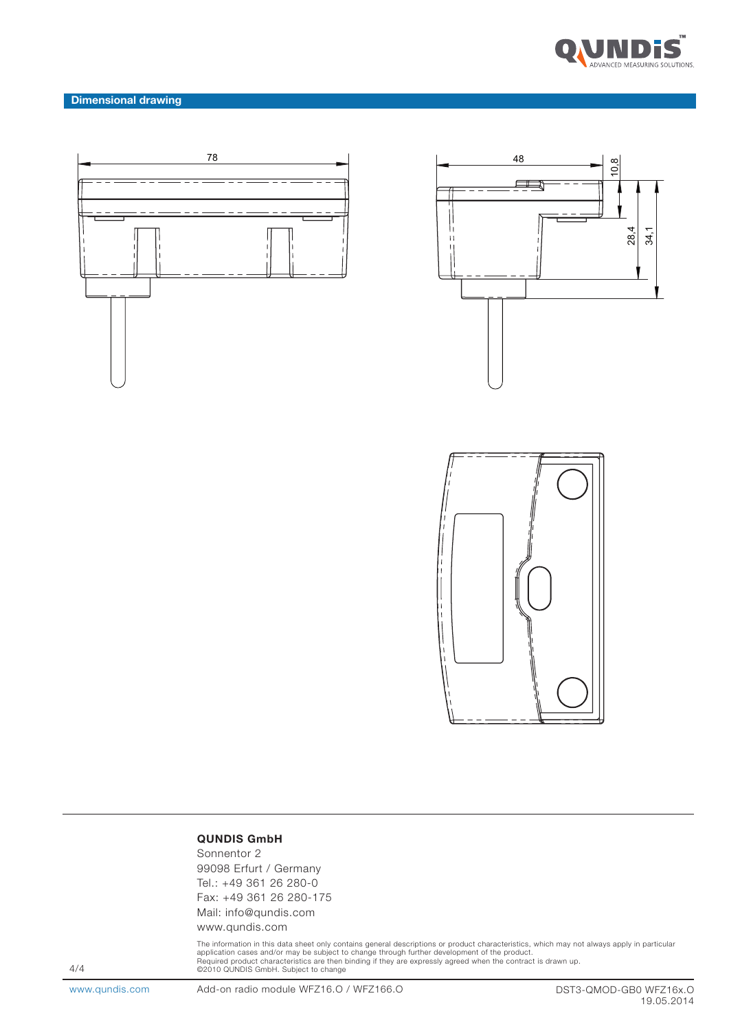## Dimensional drawing

78

48

10,8

28,4

34,1

**QUNDIS GmbH**
Sonnentor 2
99098 Erfurt / Germany
Tel.: +49 361 26 280-0
Fax: +49 361 26 280-175
Mail: info@qundis.com
www.qundis.com

The information in this data sheet only contains general descriptions or product characteristics, which may not always apply in particular application cases and/or may be subject to change through further development of the product.
Required product characteristics are then binding if they are expressly agreed when the contract is drawn up.
©2010 QUNDIS GmbH. Subject to change